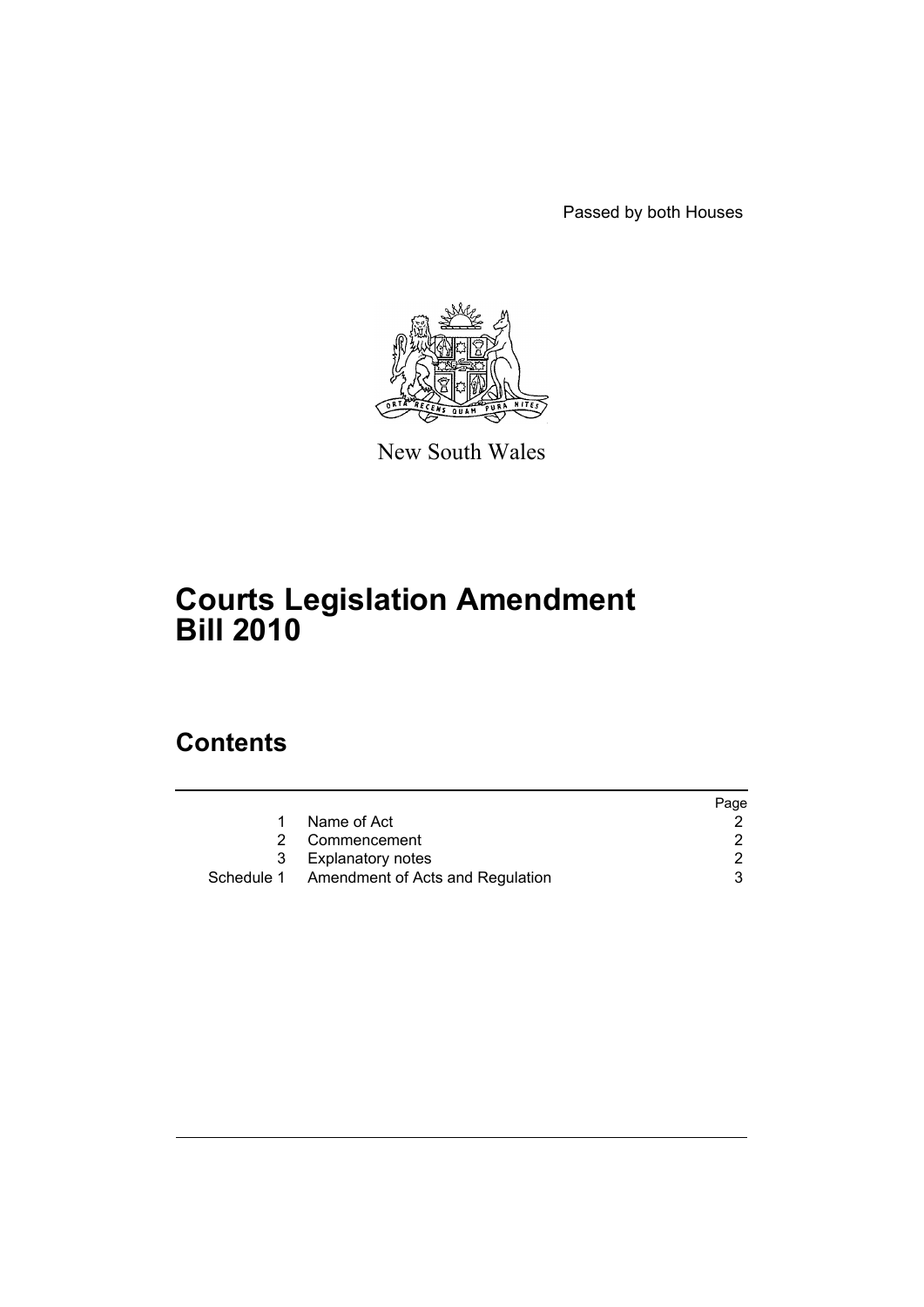Passed by both Houses

New South Wales

# Courts Legislation Amendment Bill 2010

## Contents

| | | Page |
|---|---|---|
| 1 | Name of Act | 2 |
| 2 | Commencement | 2 |
| 3 | Explanatory notes | 2 |
| Schedule 1 | Amendment of Acts and Regulation | 3 |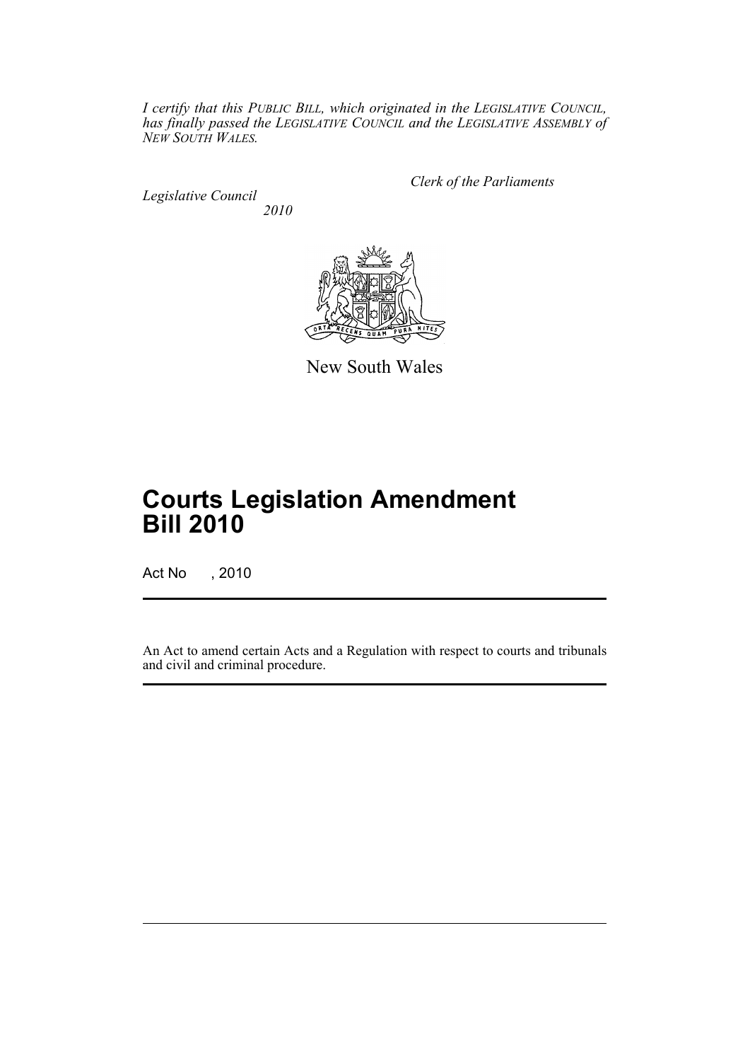*I certify that this PUBLIC BILL, which originated in the LEGISLATIVE COUNCIL, has finally passed the LEGISLATIVE COUNCIL and the LEGISLATIVE ASSEMBLY of NEW SOUTH WALES.*

*Clerk of the Parliaments*

*Legislative Council*

*2010*

New South Wales

# Courts Legislation Amendment Bill 2010

Act No , 2010

An Act to amend certain Acts and a Regulation with respect to courts and tribunals and civil and criminal procedure.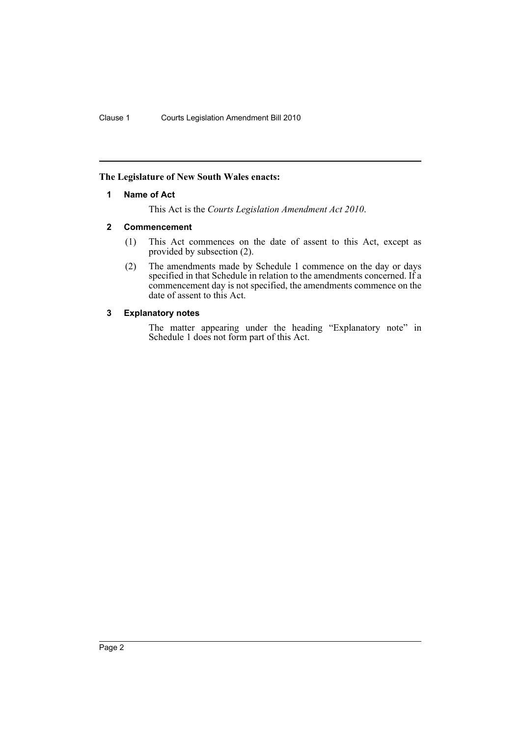**The Legislature of New South Wales enacts:**

#### 1 Name of Act

This Act is the *Courts Legislation Amendment Act 2010*.

#### 2 Commencement

(1) This Act commences on the date of assent to this Act, except as provided by subsection (2).

(2) The amendments made by Schedule 1 commence on the day or days specified in that Schedule in relation to the amendments concerned. If a commencement day is not specified, the amendments commence on the date of assent to this Act.

#### 3 Explanatory notes

The matter appearing under the heading "Explanatory note" in Schedule 1 does not form part of this Act.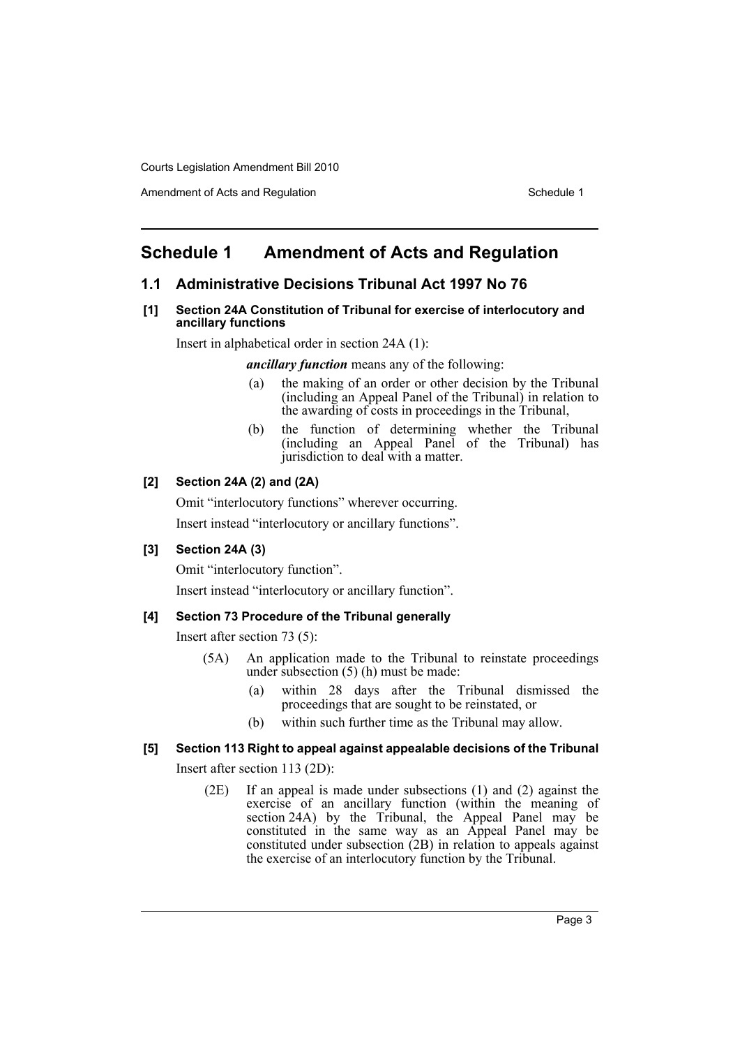# Schedule 1 Amendment of Acts and Regulation

## 1.1 Administrative Decisions Tribunal Act 1997 No 76

### [1] Section 24A Constitution of Tribunal for exercise of interlocutory and ancillary functions

Insert in alphabetical order in section 24A (1):

***ancillary function*** means any of the following:

(a) the making of an order or other decision by the Tribunal (including an Appeal Panel of the Tribunal) in relation to the awarding of costs in proceedings in the Tribunal,

(b) the function of determining whether the Tribunal (including an Appeal Panel of the Tribunal) has jurisdiction to deal with a matter.

### [2] Section 24A (2) and (2A)

Omit "interlocutory functions" wherever occurring.

Insert instead "interlocutory or ancillary functions".

### [3] Section 24A (3)

Omit "interlocutory function".

Insert instead "interlocutory or ancillary function".

### [4] Section 73 Procedure of the Tribunal generally

Insert after section 73 (5):

(5A) An application made to the Tribunal to reinstate proceedings under subsection (5) (h) must be made:

(a) within 28 days after the Tribunal dismissed the proceedings that are sought to be reinstated, or

(b) within such further time as the Tribunal may allow.

### [5] Section 113 Right to appeal against appealable decisions of the Tribunal

Insert after section 113 (2D):

(2E) If an appeal is made under subsections (1) and (2) against the exercise of an ancillary function (within the meaning of section 24A) by the Tribunal, the Appeal Panel may be constituted in the same way as an Appeal Panel may be constituted under subsection (2B) in relation to appeals against the exercise of an interlocutory function by the Tribunal.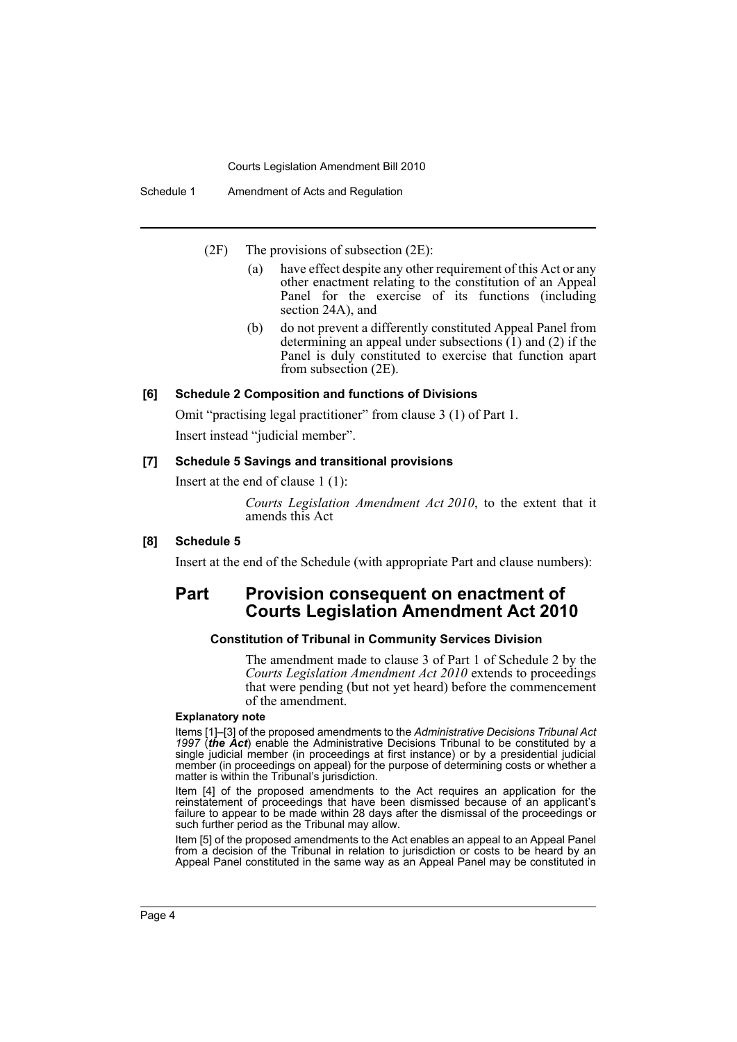(2F) The provisions of subsection (2E):

(a) have effect despite any other requirement of this Act or any other enactment relating to the constitution of an Appeal Panel for the exercise of its functions (including section 24A), and

(b) do not prevent a differently constituted Appeal Panel from determining an appeal under subsections (1) and (2) if the Panel is duly constituted to exercise that function apart from subsection (2E).

### [6] Schedule 2 Composition and functions of Divisions

Omit "practising legal practitioner" from clause 3 (1) of Part 1.

Insert instead "judicial member".

### [7] Schedule 5 Savings and transitional provisions

Insert at the end of clause 1 (1):

*Courts Legislation Amendment Act 2010*, to the extent that it amends this Act

### [8] Schedule 5

Insert at the end of the Schedule (with appropriate Part and clause numbers):

## Part Provision consequent on enactment of Courts Legislation Amendment Act 2010

#### Constitution of Tribunal in Community Services Division

The amendment made to clause 3 of Part 1 of Schedule 2 by the *Courts Legislation Amendment Act 2010* extends to proceedings that were pending (but not yet heard) before the commencement of the amendment.

**Explanatory note**

Items [1]–[3] of the proposed amendments to the *Administrative Decisions Tribunal Act 1997* (***the Act***) enable the Administrative Decisions Tribunal to be constituted by a single judicial member (in proceedings at first instance) or by a presidential judicial member (in proceedings on appeal) for the purpose of determining costs or whether a matter is within the Tribunal's jurisdiction.

Item [4] of the proposed amendments to the Act requires an application for the reinstatement of proceedings that have been dismissed because of an applicant's failure to appear to be made within 28 days after the dismissal of the proceedings or such further period as the Tribunal may allow.

Item [5] of the proposed amendments to the Act enables an appeal to an Appeal Panel from a decision of the Tribunal in relation to jurisdiction or costs to be heard by an Appeal Panel constituted in the same way as an Appeal Panel may be constituted in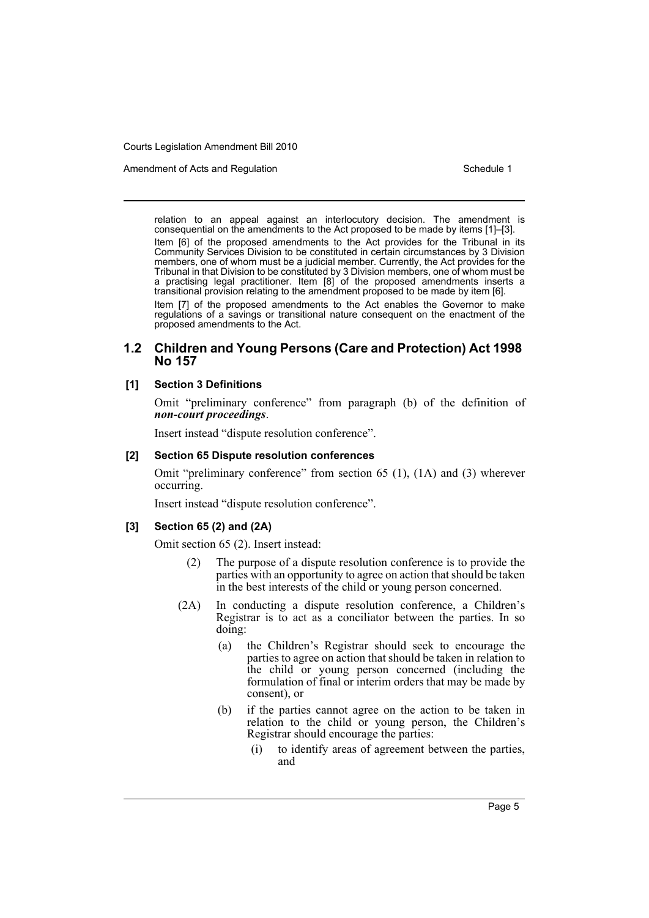relation to an appeal against an interlocutory decision. The amendment is consequential on the amendments to the Act proposed to be made by items [1]–[3].

Item [6] of the proposed amendments to the Act provides for the Tribunal in its Community Services Division to be constituted in certain circumstances by 3 Division members, one of whom must be a judicial member. Currently, the Act provides for the Tribunal in that Division to be constituted by 3 Division members, one of whom must be a practising legal practitioner. Item [8] of the proposed amendments inserts a transitional provision relating to the amendment proposed to be made by item [6].

Item [7] of the proposed amendments to the Act enables the Governor to make regulations of a savings or transitional nature consequent on the enactment of the proposed amendments to the Act.

## 1.2 Children and Young Persons (Care and Protection) Act 1998 No 157

### [1] Section 3 Definitions

Omit "preliminary conference" from paragraph (b) of the definition of ***non-court proceedings***.

Insert instead "dispute resolution conference".

### [2] Section 65 Dispute resolution conferences

Omit "preliminary conference" from section 65 (1), (1A) and (3) wherever occurring.

Insert instead "dispute resolution conference".

### [3] Section 65 (2) and (2A)

Omit section 65 (2). Insert instead:

(2) The purpose of a dispute resolution conference is to provide the parties with an opportunity to agree on action that should be taken in the best interests of the child or young person concerned.

(2A) In conducting a dispute resolution conference, a Children's Registrar is to act as a conciliator between the parties. In so doing:

- (a) the Children's Registrar should seek to encourage the parties to agree on action that should be taken in relation to the child or young person concerned (including the formulation of final or interim orders that may be made by consent), or
- (b) if the parties cannot agree on the action to be taken in relation to the child or young person, the Children's Registrar should encourage the parties:
  - (i) to identify areas of agreement between the parties, and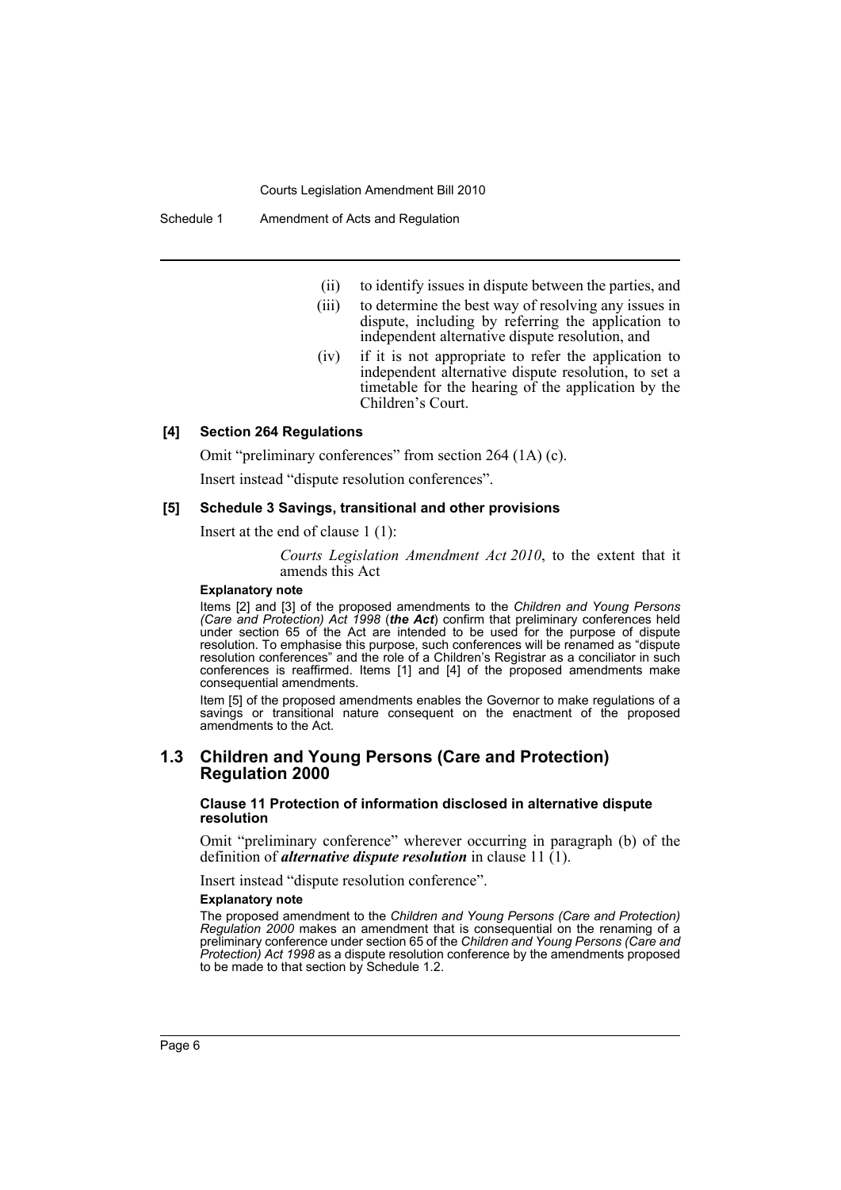(ii) to identify issues in dispute between the parties, and

(iii) to determine the best way of resolving any issues in dispute, including by referring the application to independent alternative dispute resolution, and

(iv) if it is not appropriate to refer the application to independent alternative dispute resolution, to set a timetable for the hearing of the application by the Children's Court.

#### [4] Section 264 Regulations

Omit "preliminary conferences" from section 264 (1A) (c).

Insert instead "dispute resolution conferences".

#### [5] Schedule 3 Savings, transitional and other provisions

Insert at the end of clause 1 (1):

> *Courts Legislation Amendment Act 2010*, to the extent that it amends this Act

**Explanatory note**

Items [2] and [3] of the proposed amendments to the *Children and Young Persons (Care and Protection) Act 1998* (***the Act***) confirm that preliminary conferences held under section 65 of the Act are intended to be used for the purpose of dispute resolution. To emphasise this purpose, such conferences will be renamed as "dispute resolution conferences" and the role of a Children's Registrar as a conciliator in such conferences is reaffirmed. Items [1] and [4] of the proposed amendments make consequential amendments.

Item [5] of the proposed amendments enables the Governor to make regulations of a savings or transitional nature consequent on the enactment of the proposed amendments to the Act.

## 1.3 Children and Young Persons (Care and Protection) Regulation 2000

#### Clause 11 Protection of information disclosed in alternative dispute resolution

Omit "preliminary conference" wherever occurring in paragraph (b) of the definition of ***alternative dispute resolution*** in clause 11 (1).

Insert instead "dispute resolution conference".

**Explanatory note**

The proposed amendment to the *Children and Young Persons (Care and Protection) Regulation 2000* makes an amendment that is consequential on the renaming of a preliminary conference under section 65 of the *Children and Young Persons (Care and Protection) Act 1998* as a dispute resolution conference by the amendments proposed to be made to that section by Schedule 1.2.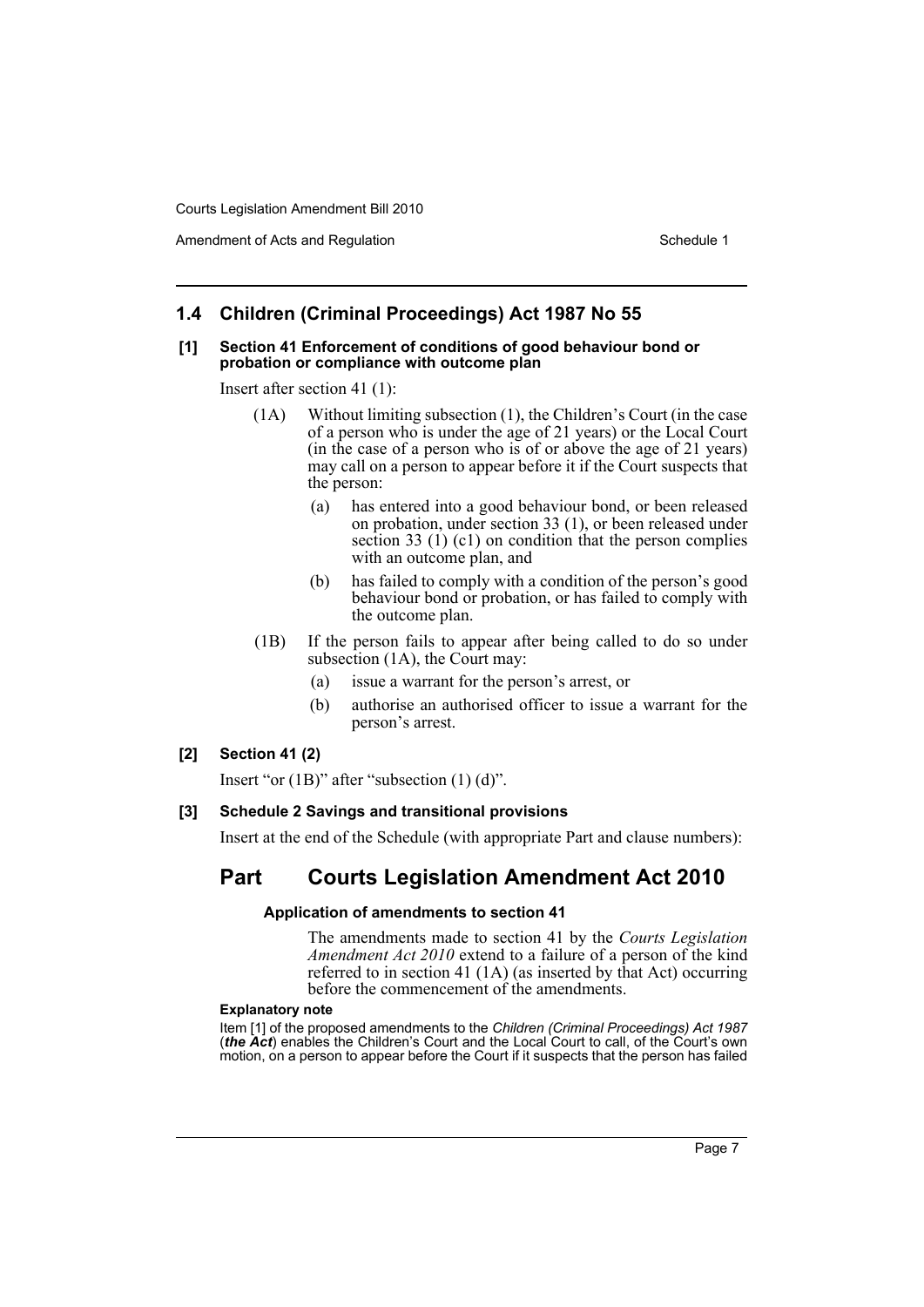## 1.4 Children (Criminal Proceedings) Act 1987 No 55

**[1] Section 41 Enforcement of conditions of good behaviour bond or probation or compliance with outcome plan**

Insert after section 41 (1):

(1A) Without limiting subsection (1), the Children's Court (in the case of a person who is under the age of 21 years) or the Local Court (in the case of a person who is of or above the age of 21 years) may call on a person to appear before it if the Court suspects that the person:

- (a) has entered into a good behaviour bond, or been released on probation, under section 33 (1), or been released under section 33 (1) (c1) on condition that the person complies with an outcome plan, and
- (b) has failed to comply with a condition of the person's good behaviour bond or probation, or has failed to comply with the outcome plan.

(1B) If the person fails to appear after being called to do so under subsection (1A), the Court may:

- (a) issue a warrant for the person's arrest, or
- (b) authorise an authorised officer to issue a warrant for the person's arrest.

**[2] Section 41 (2)**

Insert "or (1B)" after "subsection (1) (d)".

**[3] Schedule 2 Savings and transitional provisions**

Insert at the end of the Schedule (with appropriate Part and clause numbers):

# Part Courts Legislation Amendment Act 2010

**Application of amendments to section 41**

The amendments made to section 41 by the *Courts Legislation Amendment Act 2010* extend to a failure of a person of the kind referred to in section 41 (1A) (as inserted by that Act) occurring before the commencement of the amendments.

**Explanatory note**

Item [1] of the proposed amendments to the *Children (Criminal Proceedings) Act 1987* (***the Act***) enables the Children's Court and the Local Court to call, of the Court's own motion, on a person to appear before the Court if it suspects that the person has failed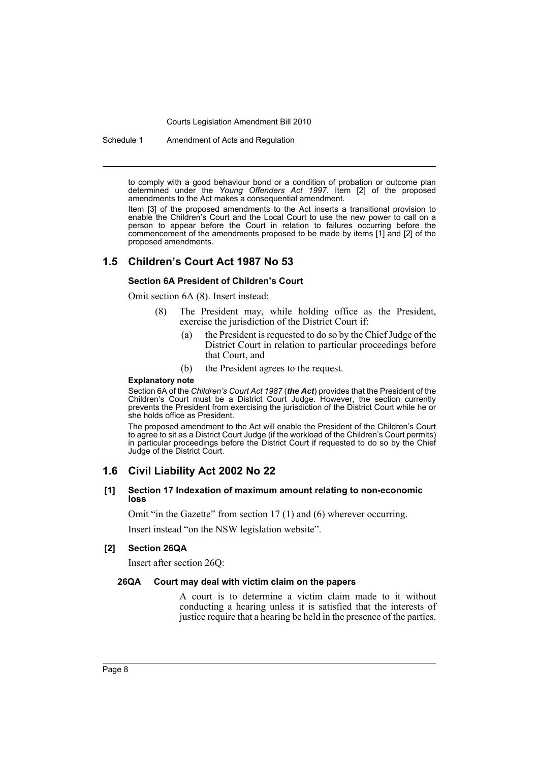to comply with a good behaviour bond or a condition of probation or outcome plan determined under the *Young Offenders Act 1997*. Item [2] of the proposed amendments to the Act makes a consequential amendment.

Item [3] of the proposed amendments to the Act inserts a transitional provision to enable the Children's Court and the Local Court to use the new power to call on a person to appear before the Court in relation to failures occurring before the commencement of the amendments proposed to be made by items [1] and [2] of the proposed amendments.

## 1.5 Children's Court Act 1987 No 53

#### Section 6A President of Children's Court

Omit section 6A (8). Insert instead:

(8) The President may, while holding office as the President, exercise the jurisdiction of the District Court if:

(a) the President is requested to do so by the Chief Judge of the District Court in relation to particular proceedings before that Court, and

(b) the President agrees to the request.

**Explanatory note**

Section 6A of the *Children's Court Act 1987* (***the Act***) provides that the President of the Children's Court must be a District Court Judge. However, the section currently prevents the President from exercising the jurisdiction of the District Court while he or she holds office as President.

The proposed amendment to the Act will enable the President of the Children's Court to agree to sit as a District Court Judge (if the workload of the Children's Court permits) in particular proceedings before the District Court if requested to do so by the Chief Judge of the District Court.

## 1.6 Civil Liability Act 2002 No 22

#### [1] Section 17 Indexation of maximum amount relating to non-economic loss

Omit "in the Gazette" from section 17 (1) and (6) wherever occurring.

Insert instead "on the NSW legislation website".

#### [2] Section 26QA

Insert after section 26Q:

#### 26QA Court may deal with victim claim on the papers

A court is to determine a victim claim made to it without conducting a hearing unless it is satisfied that the interests of justice require that a hearing be held in the presence of the parties.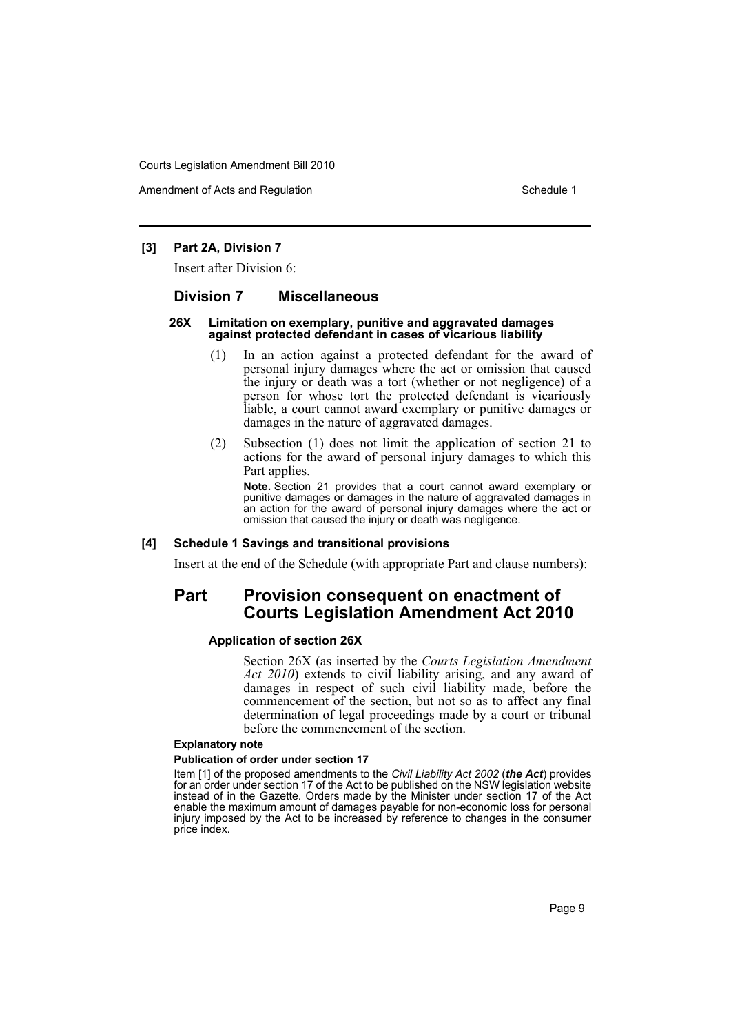**[3] Part 2A, Division 7**

Insert after Division 6:

## Division 7 Miscellaneous

**26X Limitation on exemplary, punitive and aggravated damages against protected defendant in cases of vicarious liability**

(1) In an action against a protected defendant for the award of personal injury damages where the act or omission that caused the injury or death was a tort (whether or not negligence) of a person for whose tort the protected defendant is vicariously liable, a court cannot award exemplary or punitive damages or damages in the nature of aggravated damages.

(2) Subsection (1) does not limit the application of section 21 to actions for the award of personal injury damages to which this Part applies.

**Note.** Section 21 provides that a court cannot award exemplary or punitive damages or damages in the nature of aggravated damages in an action for the award of personal injury damages where the act or omission that caused the injury or death was negligence.

**[4] Schedule 1 Savings and transitional provisions**

Insert at the end of the Schedule (with appropriate Part and clause numbers):

## Part Provision consequent on enactment of Courts Legislation Amendment Act 2010

**Application of section 26X**

Section 26X (as inserted by the *Courts Legislation Amendment Act 2010*) extends to civil liability arising, and any award of damages in respect of such civil liability made, before the commencement of the section, but not so as to affect any final determination of legal proceedings made by a court or tribunal before the commencement of the section.

**Explanatory note**

**Publication of order under section 17**

Item [1] of the proposed amendments to the *Civil Liability Act 2002* (***the Act***) provides for an order under section 17 of the Act to be published on the NSW legislation website instead of in the Gazette. Orders made by the Minister under section 17 of the Act enable the maximum amount of damages payable for non-economic loss for personal injury imposed by the Act to be increased by reference to changes in the consumer price index.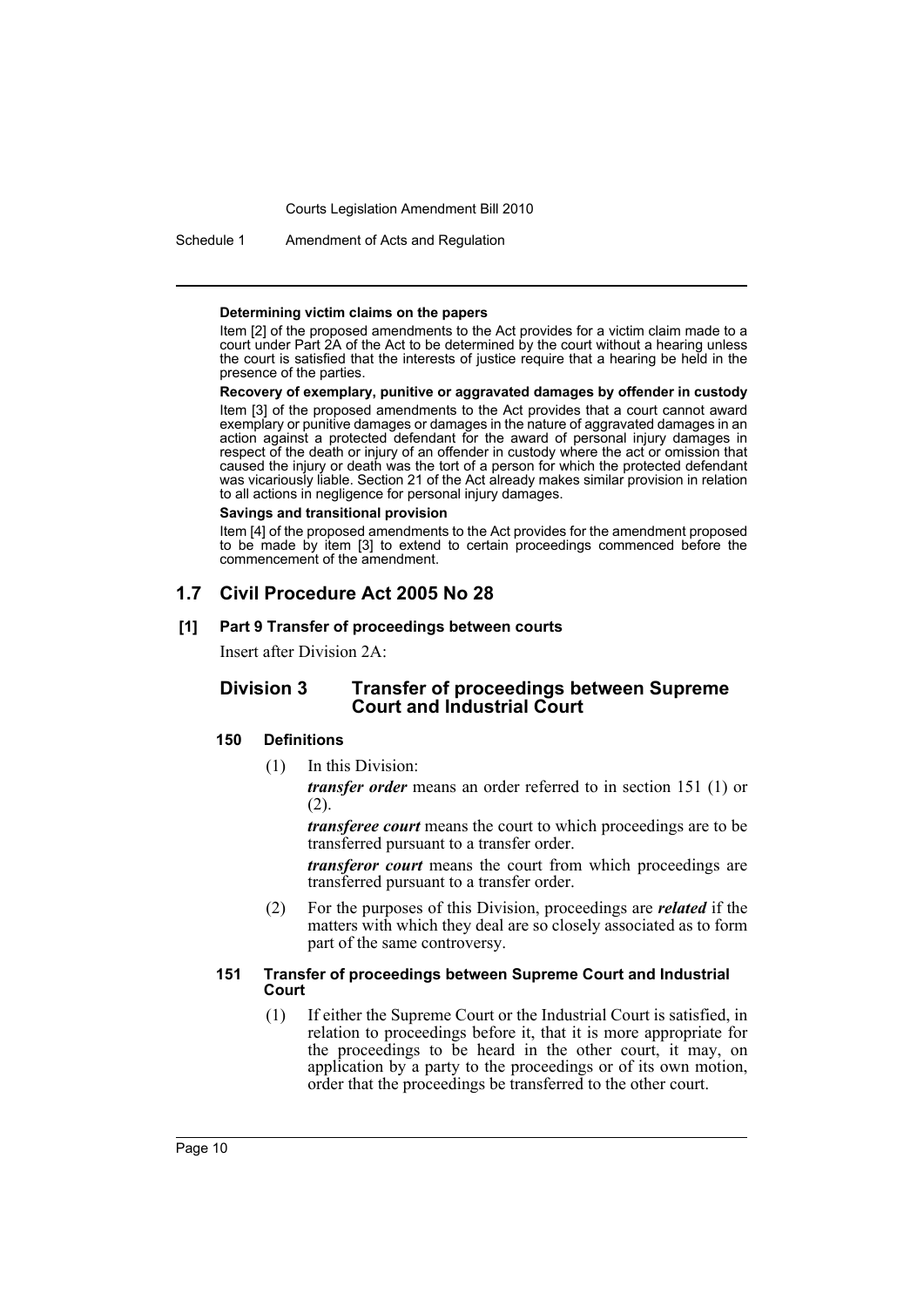**Determining victim claims on the papers**

Item [2] of the proposed amendments to the Act provides for a victim claim made to a court under Part 2A of the Act to be determined by the court without a hearing unless the court is satisfied that the interests of justice require that a hearing be held in the presence of the parties.

**Recovery of exemplary, punitive or aggravated damages by offender in custody**

Item [3] of the proposed amendments to the Act provides that a court cannot award exemplary or punitive damages or damages in the nature of aggravated damages in an action against a protected defendant for the award of personal injury damages in respect of the death or injury of an offender in custody where the act or omission that caused the injury or death was the tort of a person for which the protected defendant was vicariously liable. Section 21 of the Act already makes similar provision in relation to all actions in negligence for personal injury damages.

**Savings and transitional provision**

Item [4] of the proposed amendments to the Act provides for the amendment proposed to be made by item [3] to extend to certain proceedings commenced before the commencement of the amendment.

## 1.7 Civil Procedure Act 2005 No 28

### [1] Part 9 Transfer of proceedings between courts

Insert after Division 2A:

### Division 3 Transfer of proceedings between Supreme Court and Industrial Court

#### 150 Definitions

(1) In this Division:

***transfer order*** means an order referred to in section 151 (1) or (2).

***transferee court*** means the court to which proceedings are to be transferred pursuant to a transfer order.

***transferor court*** means the court from which proceedings are transferred pursuant to a transfer order.

(2) For the purposes of this Division, proceedings are ***related*** if the matters with which they deal are so closely associated as to form part of the same controversy.

#### 151 Transfer of proceedings between Supreme Court and Industrial Court

(1) If either the Supreme Court or the Industrial Court is satisfied, in relation to proceedings before it, that it is more appropriate for the proceedings to be heard in the other court, it may, on application by a party to the proceedings or of its own motion, order that the proceedings be transferred to the other court.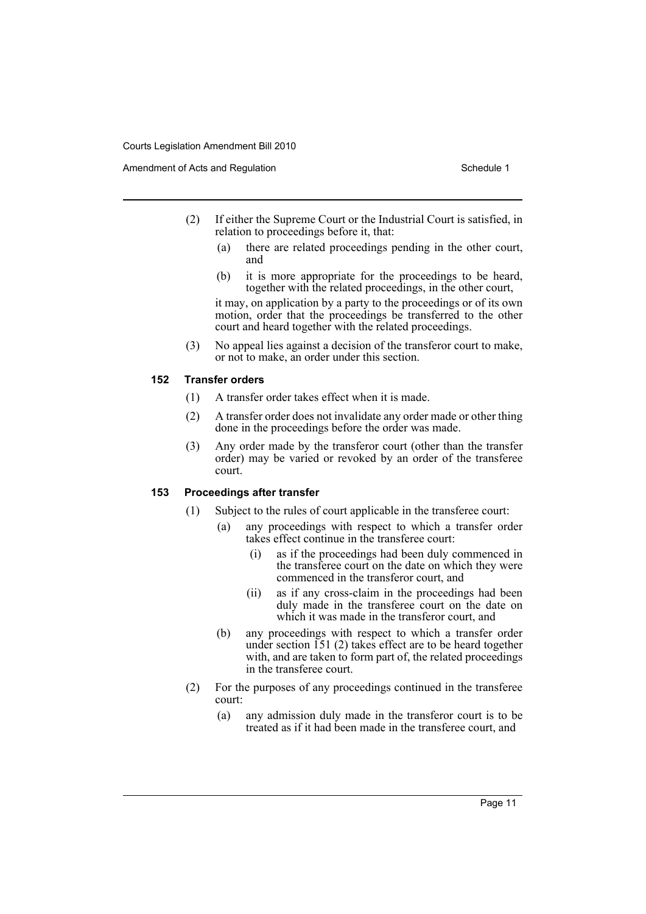(2) If either the Supreme Court or the Industrial Court is satisfied, in relation to proceedings before it, that:

   (a) there are related proceedings pending in the other court, and

   (b) it is more appropriate for the proceedings to be heard, together with the related proceedings, in the other court,

   it may, on application by a party to the proceedings or of its own motion, order that the proceedings be transferred to the other court and heard together with the related proceedings.

(3) No appeal lies against a decision of the transferor court to make, or not to make, an order under this section.

**152 Transfer orders**

(1) A transfer order takes effect when it is made.

(2) A transfer order does not invalidate any order made or other thing done in the proceedings before the order was made.

(3) Any order made by the transferor court (other than the transfer order) may be varied or revoked by an order of the transferee court.

**153 Proceedings after transfer**

(1) Subject to the rules of court applicable in the transferee court:

   (a) any proceedings with respect to which a transfer order takes effect continue in the transferee court:

      (i) as if the proceedings had been duly commenced in the transferee court on the date on which they were commenced in the transferor court, and

      (ii) as if any cross-claim in the proceedings had been duly made in the transferee court on the date on which it was made in the transferor court, and

   (b) any proceedings with respect to which a transfer order under section 151 (2) takes effect are to be heard together with, and are taken to form part of, the related proceedings in the transferee court.

(2) For the purposes of any proceedings continued in the transferee court:

   (a) any admission duly made in the transferor court is to be treated as if it had been made in the transferee court, and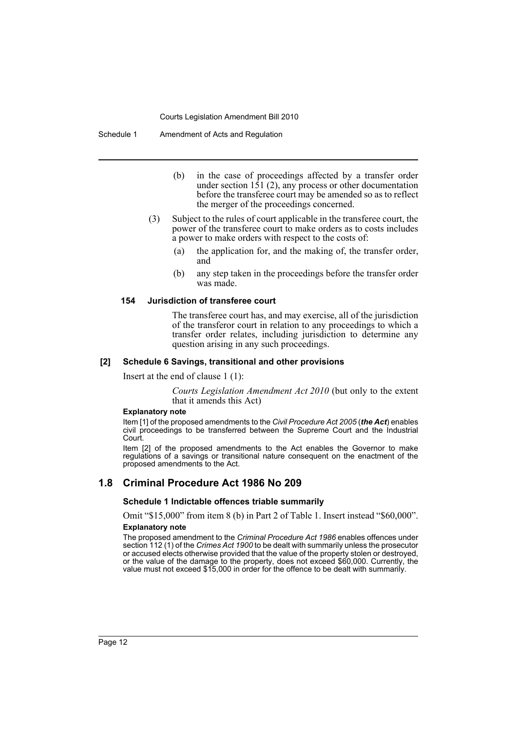(b) in the case of proceedings affected by a transfer order under section 151 (2), any process or other documentation before the transferee court may be amended so as to reflect the merger of the proceedings concerned.

(3) Subject to the rules of court applicable in the transferee court, the power of the transferee court to make orders as to costs includes a power to make orders with respect to the costs of:

(a) the application for, and the making of, the transfer order, and

(b) any step taken in the proceedings before the transfer order was made.

#### 154 Jurisdiction of transferee court

The transferee court has, and may exercise, all of the jurisdiction of the transferor court in relation to any proceedings to which a transfer order relates, including jurisdiction to determine any question arising in any such proceedings.

#### [2] Schedule 6 Savings, transitional and other provisions

Insert at the end of clause 1 (1):

*Courts Legislation Amendment Act 2010* (but only to the extent that it amends this Act)

**Explanatory note**

Item [1] of the proposed amendments to the *Civil Procedure Act 2005* (***the Act***) enables civil proceedings to be transferred between the Supreme Court and the Industrial Court.

Item [2] of the proposed amendments to the Act enables the Governor to make regulations of a savings or transitional nature consequent on the enactment of the proposed amendments to the Act.

## 1.8 Criminal Procedure Act 1986 No 209

#### Schedule 1 Indictable offences triable summarily

Omit "$15,000" from item 8 (b) in Part 2 of Table 1. Insert instead "$60,000".

**Explanatory note**

The proposed amendment to the *Criminal Procedure Act 1986* enables offences under section 112 (1) of the *Crimes Act 1900* to be dealt with summarily unless the prosecutor or accused elects otherwise provided that the value of the property stolen or destroyed, or the value of the damage to the property, does not exceed $60,000. Currently, the value must not exceed $15,000 in order for the offence to be dealt with summarily.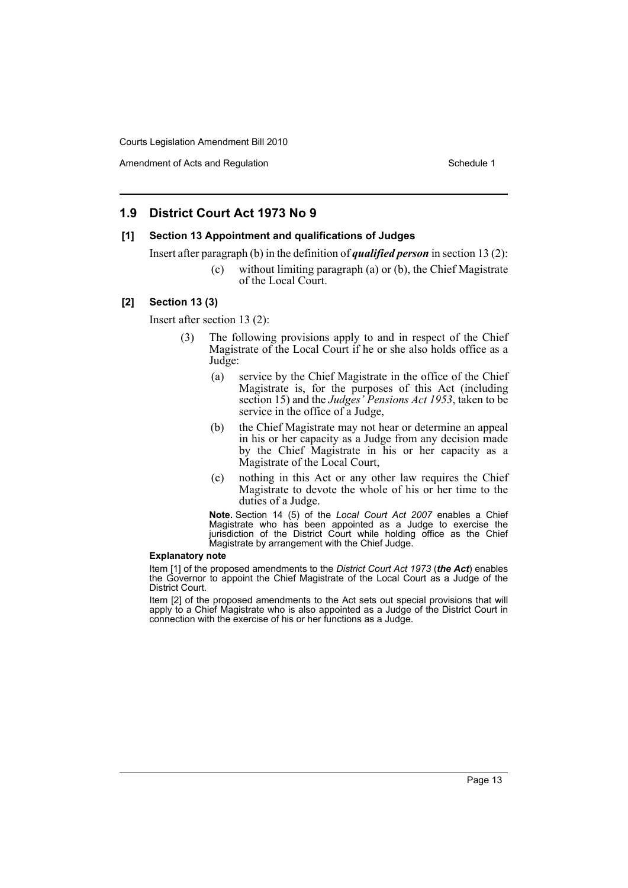## 1.9 District Court Act 1973 No 9

### [1] Section 13 Appointment and qualifications of Judges

Insert after paragraph (b) in the definition of ***qualified person*** in section 13 (2):

> (c) without limiting paragraph (a) or (b), the Chief Magistrate of the Local Court.

### [2] Section 13 (3)

Insert after section 13 (2):

> (3) The following provisions apply to and in respect of the Chief Magistrate of the Local Court if he or she also holds office as a Judge:
>
> (a) service by the Chief Magistrate in the office of the Chief Magistrate is, for the purposes of this Act (including section 15) and the *Judges' Pensions Act 1953*, taken to be service in the office of a Judge,
>
> (b) the Chief Magistrate may not hear or determine an appeal in his or her capacity as a Judge from any decision made by the Chief Magistrate in his or her capacity as a Magistrate of the Local Court,
>
> (c) nothing in this Act or any other law requires the Chief Magistrate to devote the whole of his or her time to the duties of a Judge.
>
> **Note.** Section 14 (5) of the *Local Court Act 2007* enables a Chief Magistrate who has been appointed as a Judge to exercise the jurisdiction of the District Court while holding office as the Chief Magistrate by arrangement with the Chief Judge.

**Explanatory note**

Item [1] of the proposed amendments to the *District Court Act 1973* (***the Act***) enables the Governor to appoint the Chief Magistrate of the Local Court as a Judge of the District Court.

Item [2] of the proposed amendments to the Act sets out special provisions that will apply to a Chief Magistrate who is also appointed as a Judge of the District Court in connection with the exercise of his or her functions as a Judge.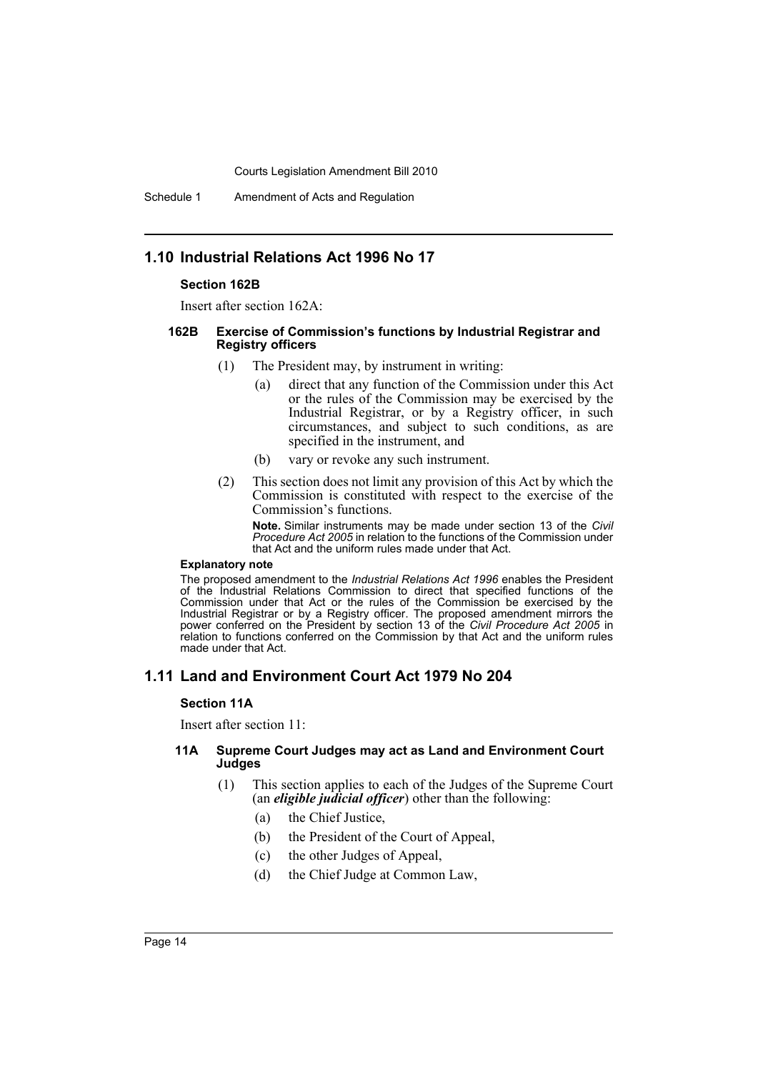## 1.10 Industrial Relations Act 1996 No 17

### Section 162B

Insert after section 162A:

#### 162B Exercise of Commission's functions by Industrial Registrar and Registry officers

(1) The President may, by instrument in writing:

- (a) direct that any function of the Commission under this Act or the rules of the Commission may be exercised by the Industrial Registrar, or by a Registry officer, in such circumstances, and subject to such conditions, as are specified in the instrument, and
- (b) vary or revoke any such instrument.

(2) This section does not limit any provision of this Act by which the Commission is constituted with respect to the exercise of the Commission's functions.

**Note.** Similar instruments may be made under section 13 of the *Civil Procedure Act 2005* in relation to the functions of the Commission under that Act and the uniform rules made under that Act.

**Explanatory note**

The proposed amendment to the *Industrial Relations Act 1996* enables the President of the Industrial Relations Commission to direct that specified functions of the Commission under that Act or the rules of the Commission be exercised by the Industrial Registrar or by a Registry officer. The proposed amendment mirrors the power conferred on the President by section 13 of the *Civil Procedure Act 2005* in relation to functions conferred on the Commission by that Act and the uniform rules made under that Act.

## 1.11 Land and Environment Court Act 1979 No 204

### Section 11A

Insert after section 11:

#### 11A Supreme Court Judges may act as Land and Environment Court Judges

(1) This section applies to each of the Judges of the Supreme Court (an ***eligible judicial officer***) other than the following:

- (a) the Chief Justice,
- (b) the President of the Court of Appeal,
- (c) the other Judges of Appeal,
- (d) the Chief Judge at Common Law,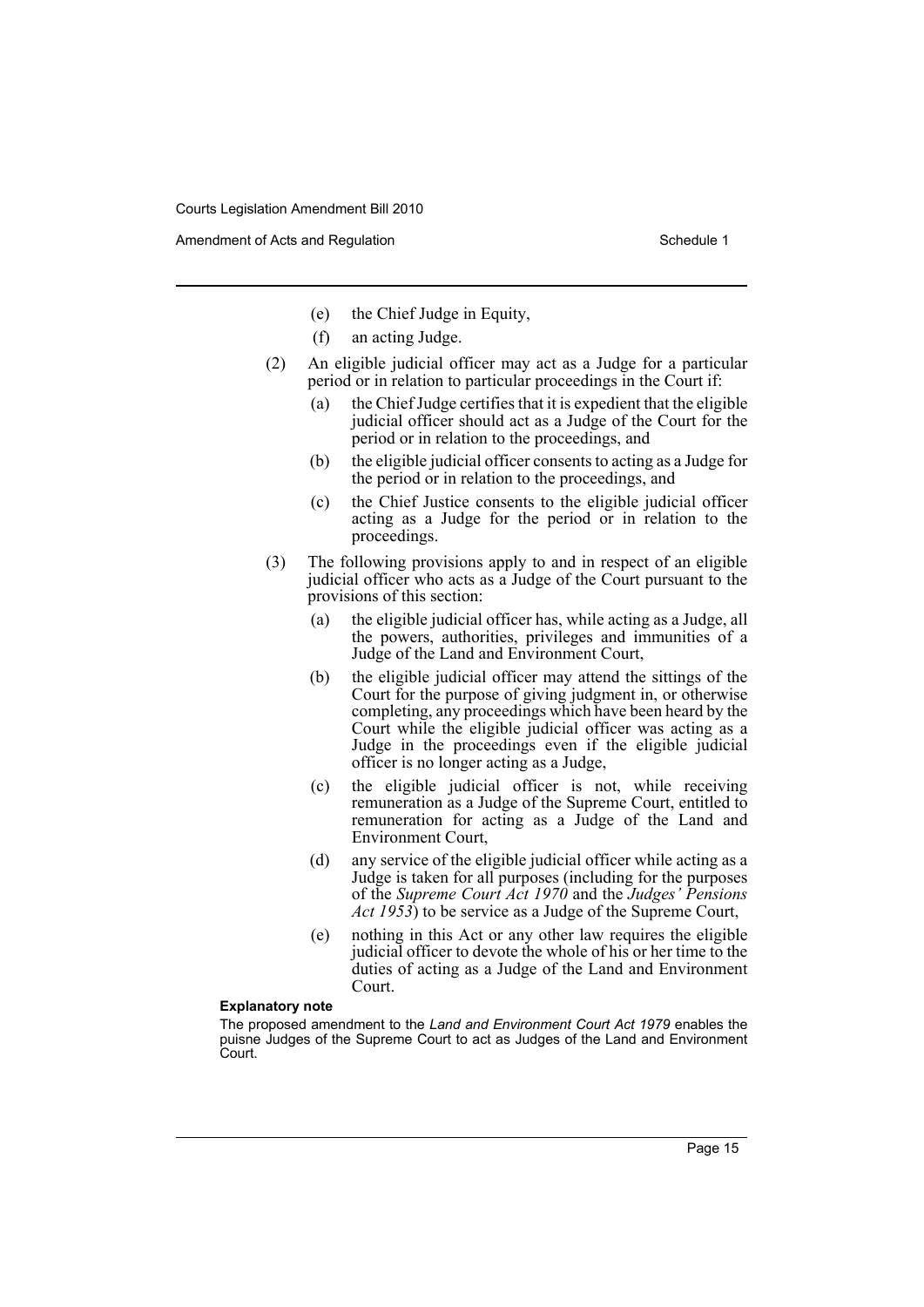(e) the Chief Judge in Equity,

(f) an acting Judge.

(2) An eligible judicial officer may act as a Judge for a particular period or in relation to particular proceedings in the Court if:

(a) the Chief Judge certifies that it is expedient that the eligible judicial officer should act as a Judge of the Court for the period or in relation to the proceedings, and

(b) the eligible judicial officer consents to acting as a Judge for the period or in relation to the proceedings, and

(c) the Chief Justice consents to the eligible judicial officer acting as a Judge for the period or in relation to the proceedings.

(3) The following provisions apply to and in respect of an eligible judicial officer who acts as a Judge of the Court pursuant to the provisions of this section:

(a) the eligible judicial officer has, while acting as a Judge, all the powers, authorities, privileges and immunities of a Judge of the Land and Environment Court,

(b) the eligible judicial officer may attend the sittings of the Court for the purpose of giving judgment in, or otherwise completing, any proceedings which have been heard by the Court while the eligible judicial officer was acting as a Judge in the proceedings even if the eligible judicial officer is no longer acting as a Judge,

(c) the eligible judicial officer is not, while receiving remuneration as a Judge of the Supreme Court, entitled to remuneration for acting as a Judge of the Land and Environment Court,

(d) any service of the eligible judicial officer while acting as a Judge is taken for all purposes (including for the purposes of the *Supreme Court Act 1970* and the *Judges' Pensions Act 1953*) to be service as a Judge of the Supreme Court,

(e) nothing in this Act or any other law requires the eligible judicial officer to devote the whole of his or her time to the duties of acting as a Judge of the Land and Environment Court.

**Explanatory note**

The proposed amendment to the *Land and Environment Court Act 1979* enables the puisne Judges of the Supreme Court to act as Judges of the Land and Environment Court.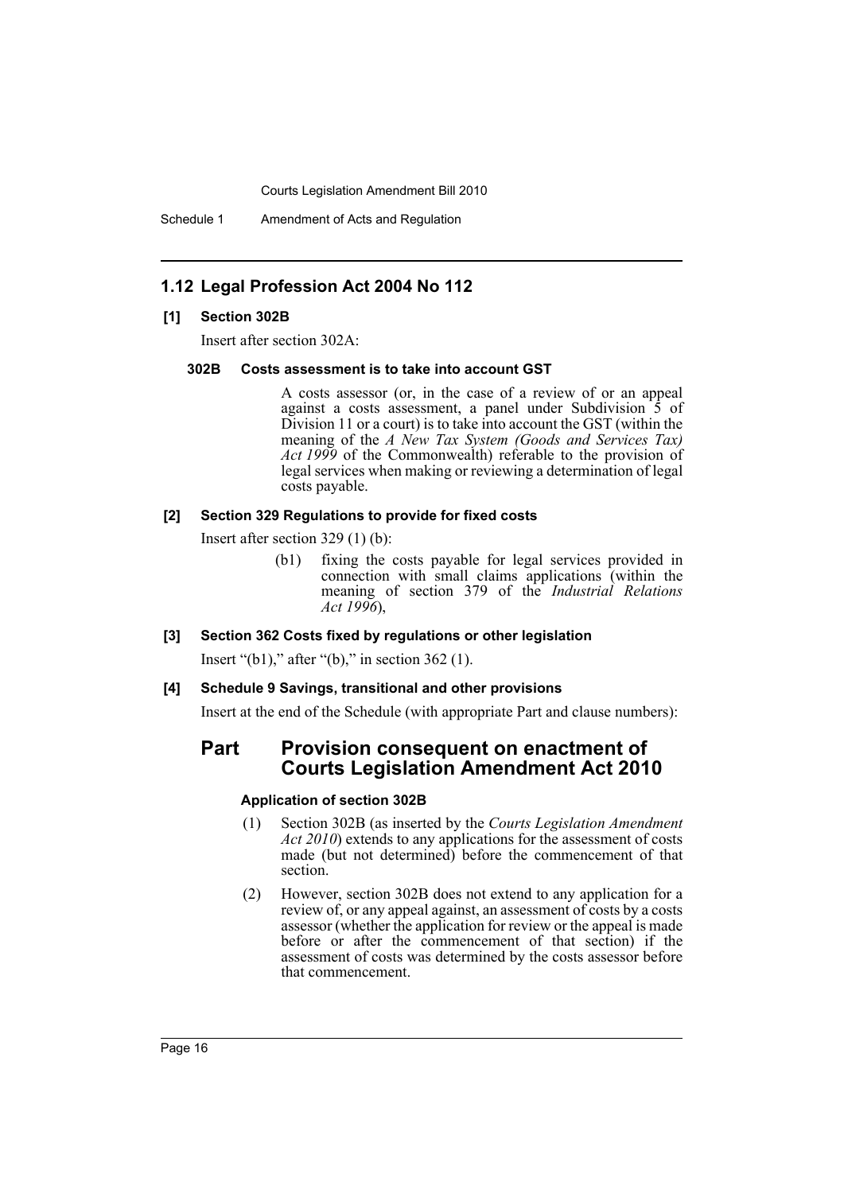## 1.12 Legal Profession Act 2004 No 112

### [1] Section 302B

Insert after section 302A:

#### 302B Costs assessment is to take into account GST

A costs assessor (or, in the case of a review of or an appeal against a costs assessment, a panel under Subdivision 5 of Division 11 or a court) is to take into account the GST (within the meaning of the *A New Tax System (Goods and Services Tax) Act 1999* of the Commonwealth) referable to the provision of legal services when making or reviewing a determination of legal costs payable.

### [2] Section 329 Regulations to provide for fixed costs

Insert after section 329 (1) (b):

(b1) fixing the costs payable for legal services provided in connection with small claims applications (within the meaning of section 379 of the *Industrial Relations Act 1996*),

### [3] Section 362 Costs fixed by regulations or other legislation

Insert "(b1)," after "(b)," in section 362 (1).

### [4] Schedule 9 Savings, transitional and other provisions

Insert at the end of the Schedule (with appropriate Part and clause numbers):

## Part Provision consequent on enactment of Courts Legislation Amendment Act 2010

#### Application of section 302B

(1) Section 302B (as inserted by the *Courts Legislation Amendment Act 2010*) extends to any applications for the assessment of costs made (but not determined) before the commencement of that section.

(2) However, section 302B does not extend to any application for a review of, or any appeal against, an assessment of costs by a costs assessor (whether the application for review or the appeal is made before or after the commencement of that section) if the assessment of costs was determined by the costs assessor before that commencement.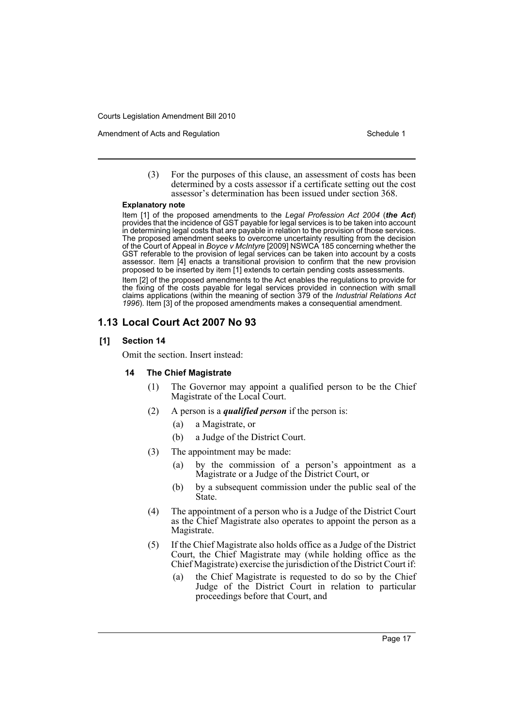(3) For the purposes of this clause, an assessment of costs has been determined by a costs assessor if a certificate setting out the cost assessor's determination has been issued under section 368.

**Explanatory note**

Item [1] of the proposed amendments to the *Legal Profession Act 2004* (***the Act***) provides that the incidence of GST payable for legal services is to be taken into account in determining legal costs that are payable in relation to the provision of those services. The proposed amendment seeks to overcome uncertainty resulting from the decision of the Court of Appeal in *Boyce v McIntyre* [2009] NSWCA 185 concerning whether the GST referable to the provision of legal services can be taken into account by a costs assessor. Item [4] enacts a transitional provision to confirm that the new provision proposed to be inserted by item [1] extends to certain pending costs assessments.

Item [2] of the proposed amendments to the Act enables the regulations to provide for the fixing of the costs payable for legal services provided in connection with small claims applications (within the meaning of section 379 of the *Industrial Relations Act 1996*). Item [3] of the proposed amendments makes a consequential amendment.

## 1.13 Local Court Act 2007 No 93

### [1] Section 14

Omit the section. Insert instead:

#### 14 The Chief Magistrate

(1) The Governor may appoint a qualified person to be the Chief Magistrate of the Local Court.

(2) A person is a ***qualified person*** if the person is:

- (a) a Magistrate, or
- (b) a Judge of the District Court.

(3) The appointment may be made:

- (a) by the commission of a person's appointment as a Magistrate or a Judge of the District Court, or
- (b) by a subsequent commission under the public seal of the State.

(4) The appointment of a person who is a Judge of the District Court as the Chief Magistrate also operates to appoint the person as a Magistrate.

(5) If the Chief Magistrate also holds office as a Judge of the District Court, the Chief Magistrate may (while holding office as the Chief Magistrate) exercise the jurisdiction of the District Court if:

- (a) the Chief Magistrate is requested to do so by the Chief Judge of the District Court in relation to particular proceedings before that Court, and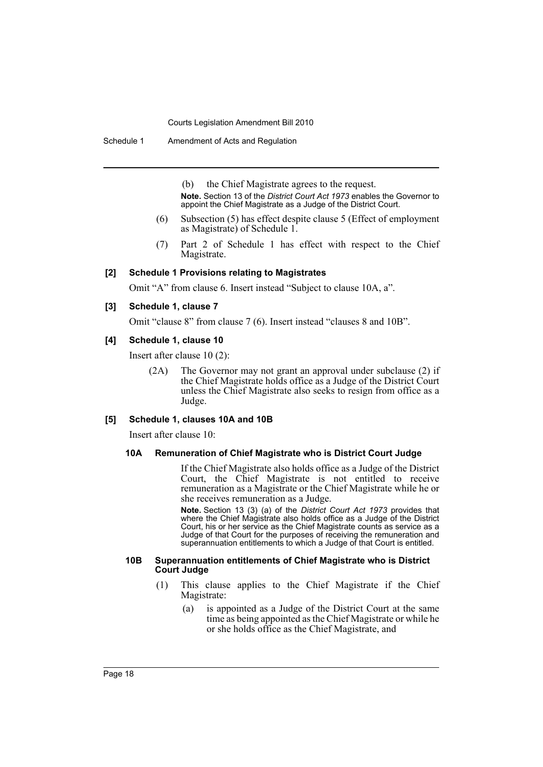(b) the Chief Magistrate agrees to the request.

**Note.** Section 13 of the *District Court Act 1973* enables the Governor to appoint the Chief Magistrate as a Judge of the District Court.

(6) Subsection (5) has effect despite clause 5 (Effect of employment as Magistrate) of Schedule 1.

(7) Part 2 of Schedule 1 has effect with respect to the Chief Magistrate.

**[2] Schedule 1 Provisions relating to Magistrates**

Omit "A" from clause 6. Insert instead "Subject to clause 10A, a".

**[3] Schedule 1, clause 7**

Omit "clause 8" from clause 7 (6). Insert instead "clauses 8 and 10B".

**[4] Schedule 1, clause 10**

Insert after clause 10 (2):

(2A) The Governor may not grant an approval under subclause (2) if the Chief Magistrate holds office as a Judge of the District Court unless the Chief Magistrate also seeks to resign from office as a Judge.

**[5] Schedule 1, clauses 10A and 10B**

Insert after clause 10:

**10A Remuneration of Chief Magistrate who is District Court Judge**

If the Chief Magistrate also holds office as a Judge of the District Court, the Chief Magistrate is not entitled to receive remuneration as a Magistrate or the Chief Magistrate while he or she receives remuneration as a Judge.

**Note.** Section 13 (3) (a) of the *District Court Act 1973* provides that where the Chief Magistrate also holds office as a Judge of the District Court, his or her service as the Chief Magistrate counts as service as a Judge of that Court for the purposes of receiving the remuneration and superannuation entitlements to which a Judge of that Court is entitled.

**10B Superannuation entitlements of Chief Magistrate who is District Court Judge**

(1) This clause applies to the Chief Magistrate if the Chief Magistrate:

(a) is appointed as a Judge of the District Court at the same time as being appointed as the Chief Magistrate or while he or she holds office as the Chief Magistrate, and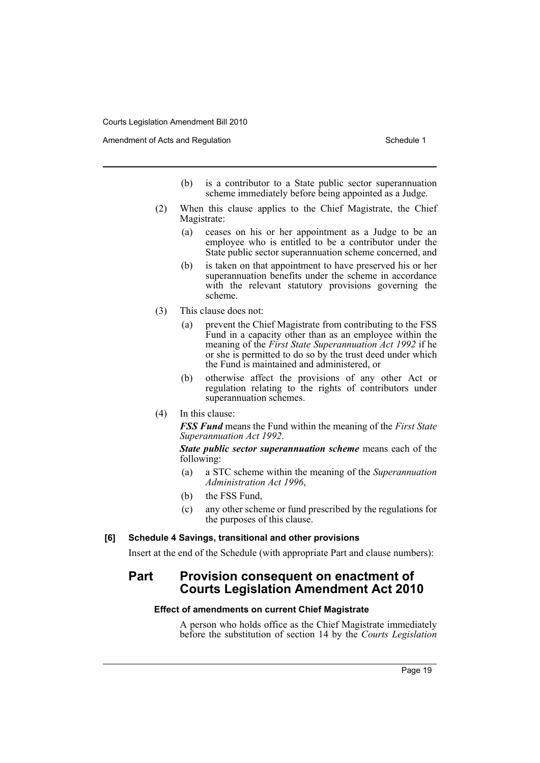(b) is a contributor to a State public sector superannuation scheme immediately before being appointed as a Judge.

(2) When this clause applies to the Chief Magistrate, the Chief Magistrate:

(a) ceases on his or her appointment as a Judge to be an employee who is entitled to be a contributor under the State public sector superannuation scheme concerned, and

(b) is taken on that appointment to have preserved his or her superannuation benefits under the scheme in accordance with the relevant statutory provisions governing the scheme.

(3) This clause does not:

(a) prevent the Chief Magistrate from contributing to the FSS Fund in a capacity other than as an employee within the meaning of the *First State Superannuation Act 1992* if he or she is permitted to do so by the trust deed under which the Fund is maintained and administered, or

(b) otherwise affect the provisions of any other Act or regulation relating to the rights of contributors under superannuation schemes.

(4) In this clause:

***FSS Fund*** means the Fund within the meaning of the *First State Superannuation Act 1992*.

***State public sector superannuation scheme*** means each of the following:

(a) a STC scheme within the meaning of the *Superannuation Administration Act 1996*,

(b) the FSS Fund,

(c) any other scheme or fund prescribed by the regulations for the purposes of this clause.

#### [6] Schedule 4 Savings, transitional and other provisions

Insert at the end of the Schedule (with appropriate Part and clause numbers):

## Part Provision consequent on enactment of Courts Legislation Amendment Act 2010

#### Effect of amendments on current Chief Magistrate

A person who holds office as the Chief Magistrate immediately before the substitution of section 14 by the *Courts Legislation*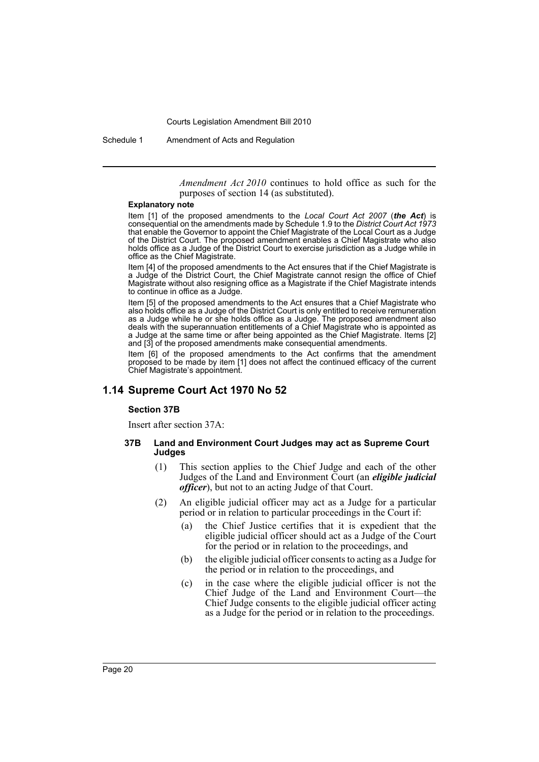*Amendment Act 2010* continues to hold office as such for the purposes of section 14 (as substituted).

**Explanatory note**

Item [1] of the proposed amendments to the *Local Court Act 2007* (***the Act***) is consequential on the amendments made by Schedule 1.9 to the *District Court Act 1973* that enable the Governor to appoint the Chief Magistrate of the Local Court as a Judge of the District Court. The proposed amendment enables a Chief Magistrate who also holds office as a Judge of the District Court to exercise jurisdiction as a Judge while in office as the Chief Magistrate.

Item [4] of the proposed amendments to the Act ensures that if the Chief Magistrate is a Judge of the District Court, the Chief Magistrate cannot resign the office of Chief Magistrate without also resigning office as a Magistrate if the Chief Magistrate intends to continue in office as a Judge.

Item [5] of the proposed amendments to the Act ensures that a Chief Magistrate who also holds office as a Judge of the District Court is only entitled to receive remuneration as a Judge while he or she holds office as a Judge. The proposed amendment also deals with the superannuation entitlements of a Chief Magistrate who is appointed as a Judge at the same time or after being appointed as the Chief Magistrate. Items [2] and [3] of the proposed amendments make consequential amendments.

Item [6] of the proposed amendments to the Act confirms that the amendment proposed to be made by item [1] does not affect the continued efficacy of the current Chief Magistrate's appointment.

## 1.14 Supreme Court Act 1970 No 52

### Section 37B

Insert after section 37A:

#### 37B Land and Environment Court Judges may act as Supreme Court Judges

(1) This section applies to the Chief Judge and each of the other Judges of the Land and Environment Court (an ***eligible judicial officer***), but not to an acting Judge of that Court.

(2) An eligible judicial officer may act as a Judge for a particular period or in relation to particular proceedings in the Court if:

(a) the Chief Justice certifies that it is expedient that the eligible judicial officer should act as a Judge of the Court for the period or in relation to the proceedings, and

(b) the eligible judicial officer consents to acting as a Judge for the period or in relation to the proceedings, and

(c) in the case where the eligible judicial officer is not the Chief Judge of the Land and Environment Court—the Chief Judge consents to the eligible judicial officer acting as a Judge for the period or in relation to the proceedings.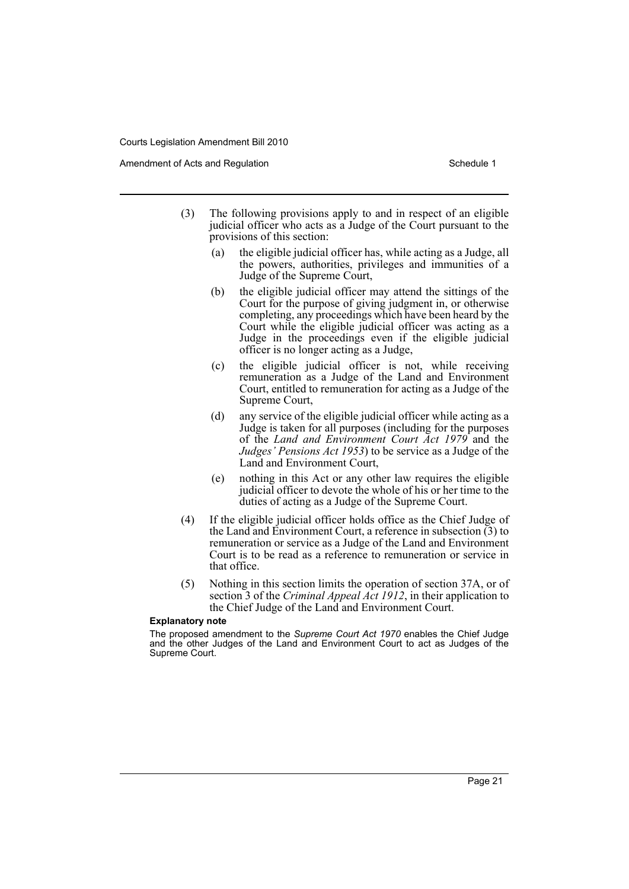(3) The following provisions apply to and in respect of an eligible judicial officer who acts as a Judge of the Court pursuant to the provisions of this section:

   (a) the eligible judicial officer has, while acting as a Judge, all the powers, authorities, privileges and immunities of a Judge of the Supreme Court,

   (b) the eligible judicial officer may attend the sittings of the Court for the purpose of giving judgment in, or otherwise completing, any proceedings which have been heard by the Court while the eligible judicial officer was acting as a Judge in the proceedings even if the eligible judicial officer is no longer acting as a Judge,

   (c) the eligible judicial officer is not, while receiving remuneration as a Judge of the Land and Environment Court, entitled to remuneration for acting as a Judge of the Supreme Court,

   (d) any service of the eligible judicial officer while acting as a Judge is taken for all purposes (including for the purposes of the *Land and Environment Court Act 1979* and the *Judges' Pensions Act 1953*) to be service as a Judge of the Land and Environment Court,

   (e) nothing in this Act or any other law requires the eligible judicial officer to devote the whole of his or her time to the duties of acting as a Judge of the Supreme Court.

(4) If the eligible judicial officer holds office as the Chief Judge of the Land and Environment Court, a reference in subsection (3) to remuneration or service as a Judge of the Land and Environment Court is to be read as a reference to remuneration or service in that office.

(5) Nothing in this section limits the operation of section 37A, or of section 3 of the *Criminal Appeal Act 1912*, in their application to the Chief Judge of the Land and Environment Court.

**Explanatory note**

The proposed amendment to the *Supreme Court Act 1970* enables the Chief Judge and the other Judges of the Land and Environment Court to act as Judges of the Supreme Court.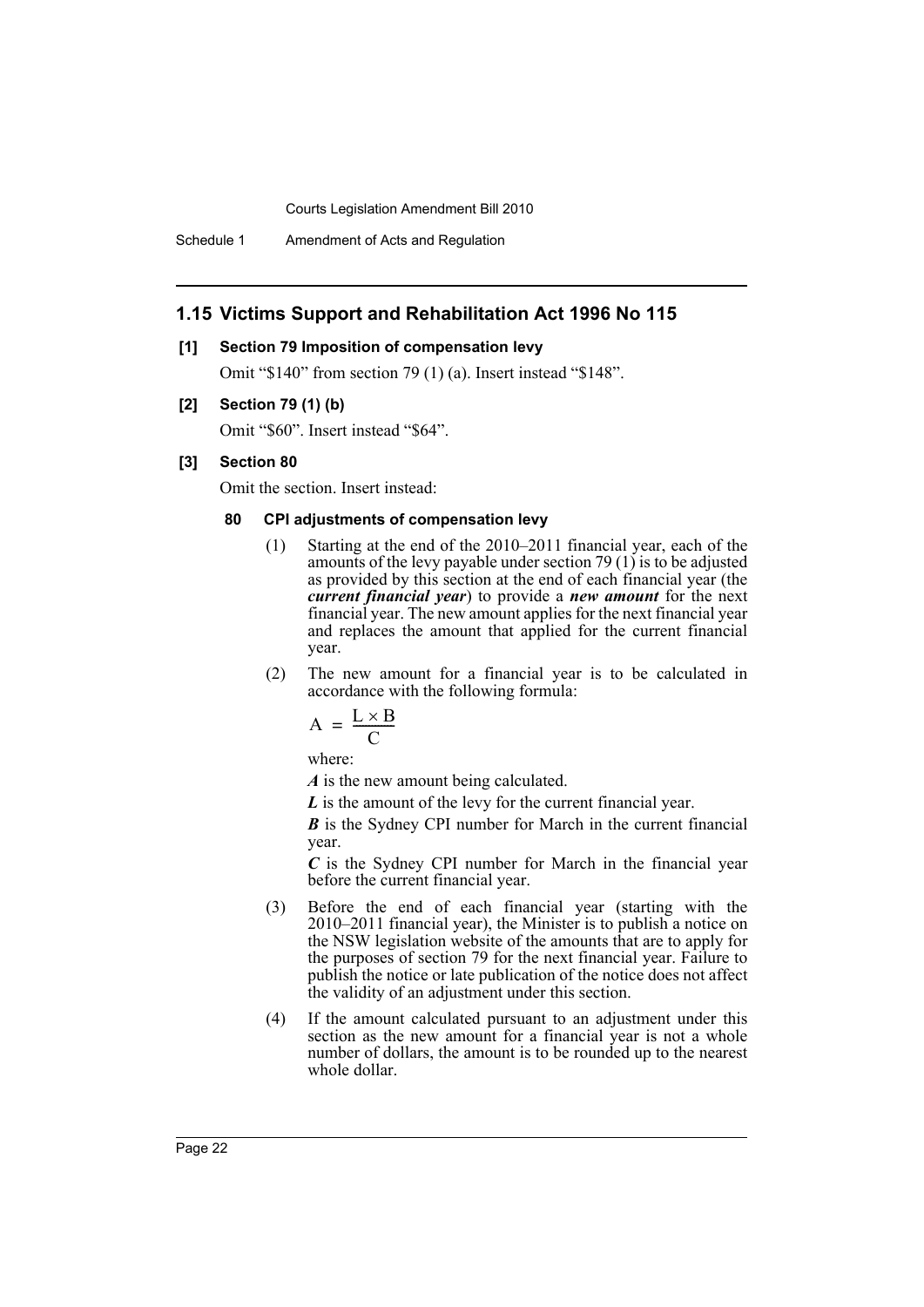## 1.15 Victims Support and Rehabilitation Act 1996 No 115

**[1] Section 79 Imposition of compensation levy**

Omit "$140" from section 79 (1) (a). Insert instead "$148".

**[2] Section 79 (1) (b)**

Omit "$60". Insert instead "$64".

**[3] Section 80**

Omit the section. Insert instead:

**80 CPI adjustments of compensation levy**

(1) Starting at the end of the 2010–2011 financial year, each of the amounts of the levy payable under section 79 (1) is to be adjusted as provided by this section at the end of each financial year (the ***current financial year***) to provide a ***new amount*** for the next financial year. The new amount applies for the next financial year and replaces the amount that applied for the current financial year.

(2) The new amount for a financial year is to be calculated in accordance with the following formula:

$$A = \frac{L \times B}{C}$$

where:

***A*** is the new amount being calculated.

***L*** is the amount of the levy for the current financial year.

***B*** is the Sydney CPI number for March in the current financial year.

***C*** is the Sydney CPI number for March in the financial year before the current financial year.

(3) Before the end of each financial year (starting with the 2010–2011 financial year), the Minister is to publish a notice on the NSW legislation website of the amounts that are to apply for the purposes of section 79 for the next financial year. Failure to publish the notice or late publication of the notice does not affect the validity of an adjustment under this section.

(4) If the amount calculated pursuant to an adjustment under this section as the new amount for a financial year is not a whole number of dollars, the amount is to be rounded up to the nearest whole dollar.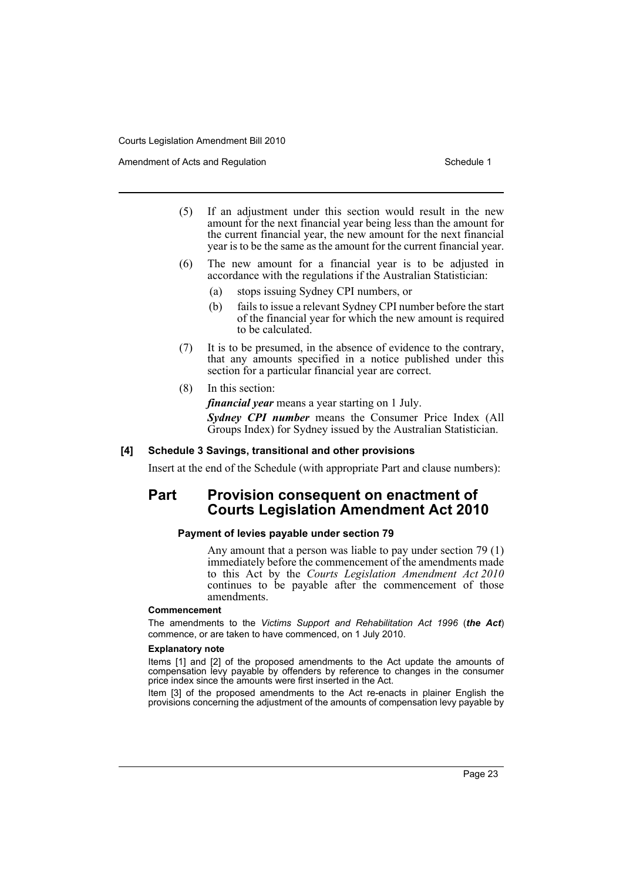(5) If an adjustment under this section would result in the new amount for the next financial year being less than the amount for the current financial year, the new amount for the next financial year is to be the same as the amount for the current financial year.

(6) The new amount for a financial year is to be adjusted in accordance with the regulations if the Australian Statistician:

(a) stops issuing Sydney CPI numbers, or

(b) fails to issue a relevant Sydney CPI number before the start of the financial year for which the new amount is required to be calculated.

(7) It is to be presumed, in the absence of evidence to the contrary, that any amounts specified in a notice published under this section for a particular financial year are correct.

(8) In this section:

***financial year*** means a year starting on 1 July.

***Sydney CPI number*** means the Consumer Price Index (All Groups Index) for Sydney issued by the Australian Statistician.

**[4] Schedule 3 Savings, transitional and other provisions**

Insert at the end of the Schedule (with appropriate Part and clause numbers):

## Part Provision consequent on enactment of Courts Legislation Amendment Act 2010

**Payment of levies payable under section 79**

Any amount that a person was liable to pay under section 79 (1) immediately before the commencement of the amendments made to this Act by the *Courts Legislation Amendment Act 2010* continues to be payable after the commencement of those amendments.

**Commencement**

The amendments to the *Victims Support and Rehabilitation Act 1996* (***the Act***) commence, or are taken to have commenced, on 1 July 2010.

**Explanatory note**

Items [1] and [2] of the proposed amendments to the Act update the amounts of compensation levy payable by offenders by reference to changes in the consumer price index since the amounts were first inserted in the Act.

Item [3] of the proposed amendments to the Act re-enacts in plainer English the provisions concerning the adjustment of the amounts of compensation levy payable by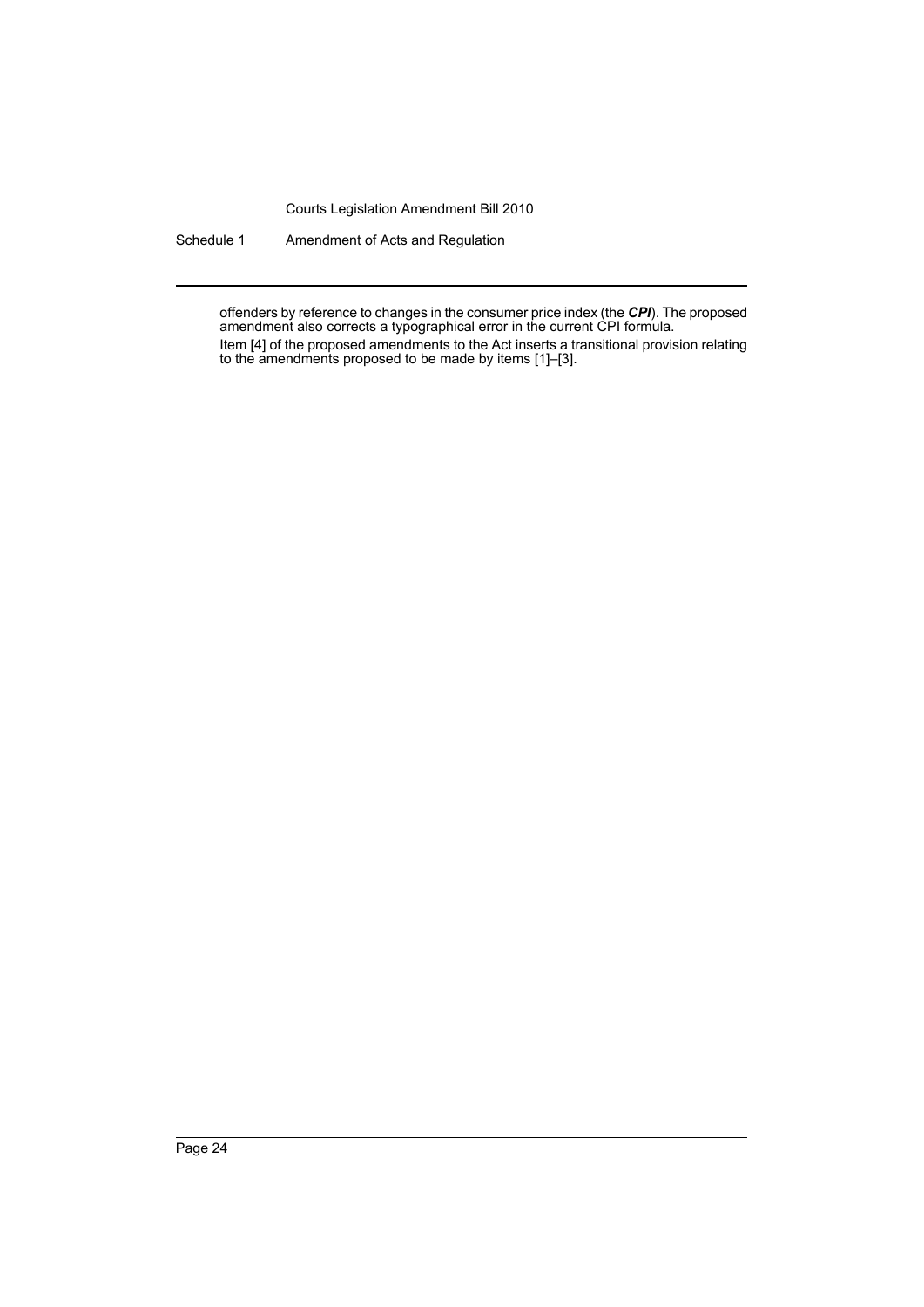offenders by reference to changes in the consumer price index (the ***CPI***). The proposed amendment also corrects a typographical error in the current CPI formula.

Item [4] of the proposed amendments to the Act inserts a transitional provision relating to the amendments proposed to be made by items [1]–[3].